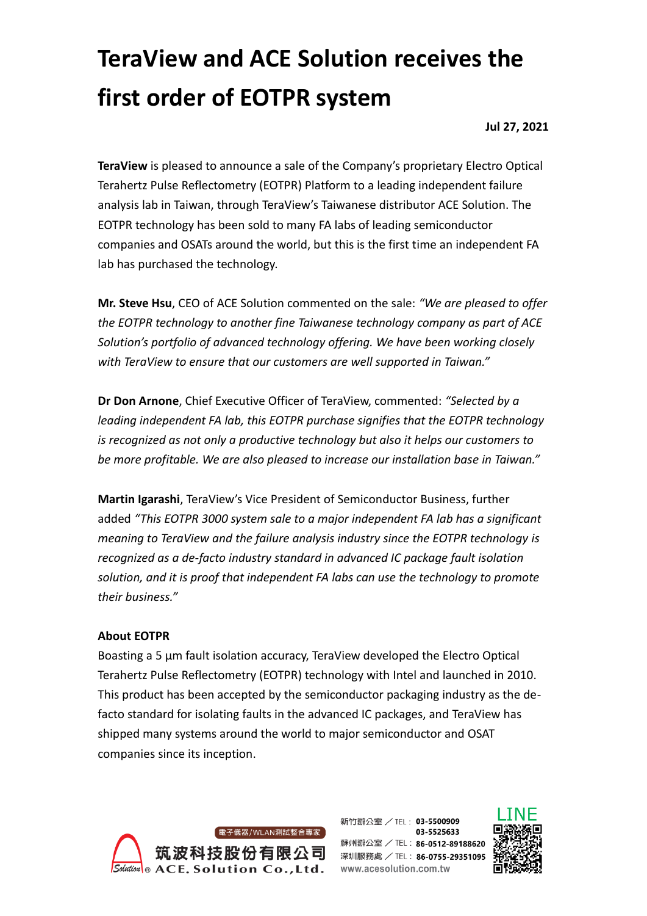# TeraView and ACE Solution receives the first order of EOTPR system

**Jul 27, 2021**

**TeraView** is pleased to announce a sale of the Company's proprietary Electro Optical Terahertz Pulse Reflectometry (EOTPR) Platform to a leading independent failure analysis lab in Taiwan, through TeraView's Taiwanese distributor ACE Solution. The EOTPR technology has been sold to many FA labs of leading semiconductor companies and OSATs around the world, but this is the first time an independent FA lab has purchased the technology.

**Mr. Steve Hsu**, CEO of ACE Solution commented on the sale: *"We are pleased to offer the EOTPR technology to another fine Taiwanese technology company as part of ACE Solution's portfolio of advanced technology offering. We have been working closely with TeraView to ensure that our customers are well supported in Taiwan."*

**Dr Don Arnone**, Chief Executive Officer of TeraView, commented: *"Selected by a leading independent FA lab, this EOTPR purchase signifies that the EOTPR technology is recognized as not only a productive technology but also it helps our customers to be more profitable. We are also pleased to increase our installation base in Taiwan."*

**Martin Igarashi**, TeraView's Vice President of Semiconductor Business, further added *"This EOTPR 3000 system sale to a major independent FA lab has a significant meaning to TeraView and the failure analysis industry since the EOTPR technology is recognized as a de-facto industry standard in advanced IC package fault isolation solution, and it is proof that independent FA labs can use the technology to promote their business."*

**About EOTPR**

Boasting a 5 µm fault isolation accuracy, TeraView developed the Electro Optical Terahertz Pulse Reflectometry (EOTPR) technology with Intel and launched in 2010. This product has been accepted by the semiconductor packaging industry as the de-facto standard for isolating faults in the advanced IC packages, and TeraView has shipped many systems around the world to major semiconductor and OSAT companies since its inception.

電子儀器/WLAN測試整合專家
筑波科技股份有限公司
ACE. Solution Co.,Ltd.

新竹辦公室 ／ TEL： 03-5500909
03-5525633
蘇州辦公室 ／ TEL： 86-0512-89188620
深圳服務處 ／ TEL： 86-0755-29351095
www.acesolution.com.tw

LINE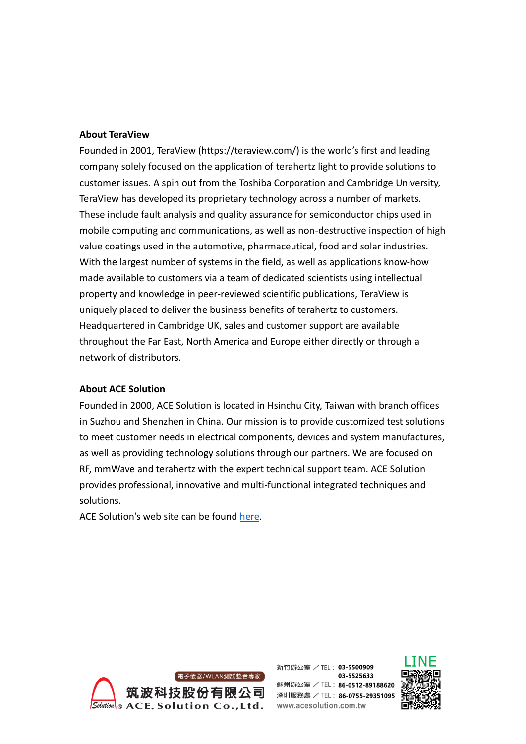**About TeraView**

Founded in 2001, TeraView (https://teraview.com/) is the world's first and leading company solely focused on the application of terahertz light to provide solutions to customer issues. A spin out from the Toshiba Corporation and Cambridge University, TeraView has developed its proprietary technology across a number of markets. These include fault analysis and quality assurance for semiconductor chips used in mobile computing and communications, as well as non-destructive inspection of high value coatings used in the automotive, pharmaceutical, food and solar industries. With the largest number of systems in the field, as well as applications know-how made available to customers via a team of dedicated scientists using intellectual property and knowledge in peer-reviewed scientific publications, TeraView is uniquely placed to deliver the business benefits of terahertz to customers. Headquartered in Cambridge UK, sales and customer support are available throughout the Far East, North America and Europe either directly or through a network of distributors.

**About ACE Solution**

Founded in 2000, ACE Solution is located in Hsinchu City, Taiwan with branch offices in Suzhou and Shenzhen in China. Our mission is to provide customized test solutions to meet customer needs in electrical components, devices and system manufactures, as well as providing technology solutions through our partners. We are focused on RF, mmWave and terahertz with the expert technical support team. ACE Solution provides professional, innovative and multi-functional integrated techniques and solutions.

ACE Solution's web site can be found here.

電子儀器/WLAN測試整合專家

筑波科技股份有限公司

ACE. Solution Co., Ltd.

新竹辦公室 ／ TEL： 03-5500909
03-5525633

蘇州辦公室 ／ TEL： 86-0512-89188620

深圳服務處 ／ TEL： 86-0755-29351095

www.acesolution.com.tw

LINE